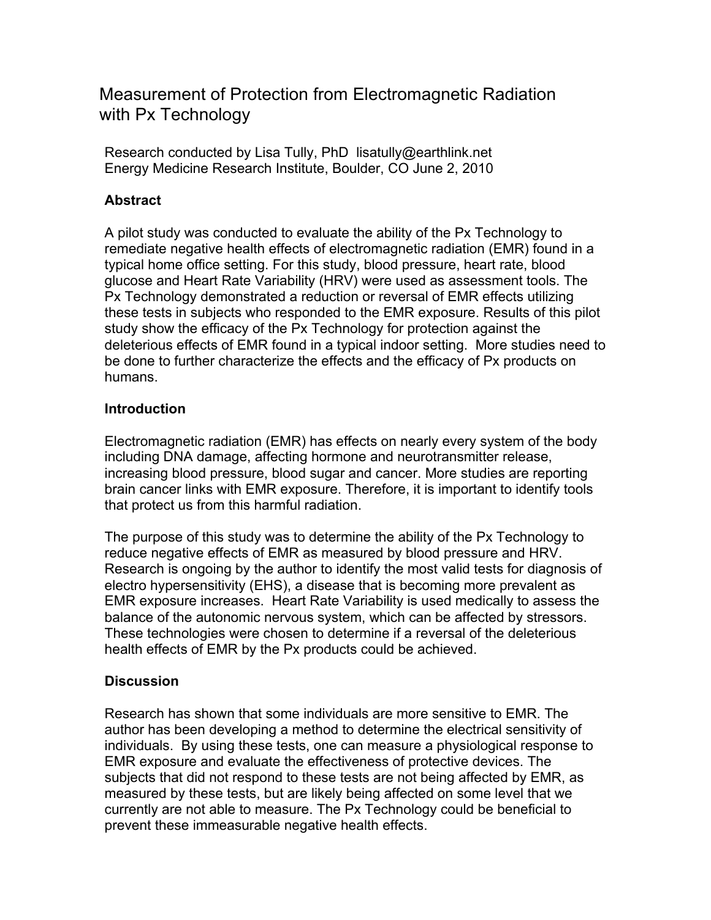# Measurement of Protection from Electromagnetic Radiation with Px Technology

Research conducted by Lisa Tully, PhD lisatully@earthlink.net
Energy Medicine Research Institute, Boulder, CO June 2, 2010

## Abstract

A pilot study was conducted to evaluate the ability of the Px Technology to remediate negative health effects of electromagnetic radiation (EMR) found in a typical home office setting. For this study, blood pressure, heart rate, blood glucose and Heart Rate Variability (HRV) were used as assessment tools. The Px Technology demonstrated a reduction or reversal of EMR effects utilizing these tests in subjects who responded to the EMR exposure. Results of this pilot study show the efficacy of the Px Technology for protection against the deleterious effects of EMR found in a typical indoor setting. More studies need to be done to further characterize the effects and the efficacy of Px products on humans.

## Introduction

Electromagnetic radiation (EMR) has effects on nearly every system of the body including DNA damage, affecting hormone and neurotransmitter release, increasing blood pressure, blood sugar and cancer. More studies are reporting brain cancer links with EMR exposure. Therefore, it is important to identify tools that protect us from this harmful radiation.

The purpose of this study was to determine the ability of the Px Technology to reduce negative effects of EMR as measured by blood pressure and HRV. Research is ongoing by the author to identify the most valid tests for diagnosis of electro hypersensitivity (EHS), a disease that is becoming more prevalent as EMR exposure increases. Heart Rate Variability is used medically to assess the balance of the autonomic nervous system, which can be affected by stressors. These technologies were chosen to determine if a reversal of the deleterious health effects of EMR by the Px products could be achieved.

## Discussion

Research has shown that some individuals are more sensitive to EMR. The author has been developing a method to determine the electrical sensitivity of individuals. By using these tests, one can measure a physiological response to EMR exposure and evaluate the effectiveness of protective devices. The subjects that did not respond to these tests are not being affected by EMR, as measured by these tests, but are likely being affected on some level that we currently are not able to measure. The Px Technology could be beneficial to prevent these immeasurable negative health effects.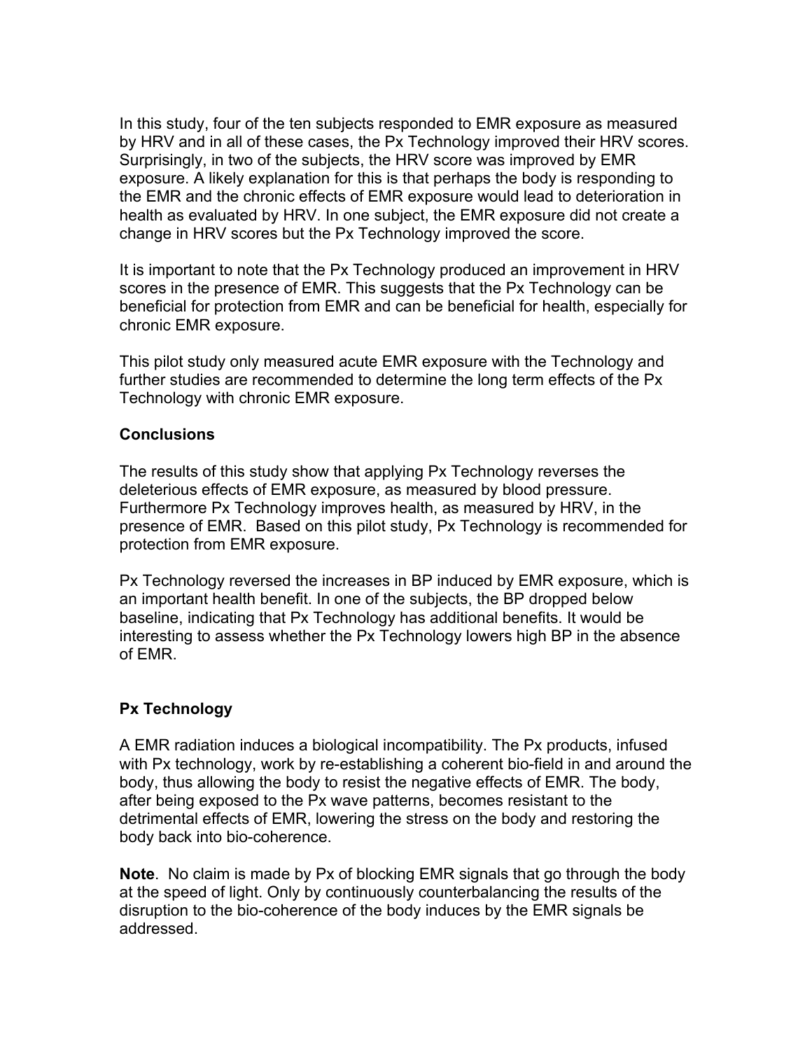In this study, four of the ten subjects responded to EMR exposure as measured by HRV and in all of these cases, the Px Technology improved their HRV scores. Surprisingly, in two of the subjects, the HRV score was improved by EMR exposure. A likely explanation for this is that perhaps the body is responding to the EMR and the chronic effects of EMR exposure would lead to deterioration in health as evaluated by HRV. In one subject, the EMR exposure did not create a change in HRV scores but the Px Technology improved the score.

It is important to note that the Px Technology produced an improvement in HRV scores in the presence of EMR. This suggests that the Px Technology can be beneficial for protection from EMR and can be beneficial for health, especially for chronic EMR exposure.

This pilot study only measured acute EMR exposure with the Technology and further studies are recommended to determine the long term effects of the Px Technology with chronic EMR exposure.

**Conclusions**

The results of this study show that applying Px Technology reverses the deleterious effects of EMR exposure, as measured by blood pressure. Furthermore Px Technology improves health, as measured by HRV, in the presence of EMR. Based on this pilot study, Px Technology is recommended for protection from EMR exposure.

Px Technology reversed the increases in BP induced by EMR exposure, which is an important health benefit. In one of the subjects, the BP dropped below baseline, indicating that Px Technology has additional benefits. It would be interesting to assess whether the Px Technology lowers high BP in the absence of EMR.

**Px Technology**

A EMR radiation induces a biological incompatibility. The Px products, infused with Px technology, work by re-establishing a coherent bio-field in and around the body, thus allowing the body to resist the negative effects of EMR. The body, after being exposed to the Px wave patterns, becomes resistant to the detrimental effects of EMR, lowering the stress on the body and restoring the body back into bio-coherence.

**Note**. No claim is made by Px of blocking EMR signals that go through the body at the speed of light. Only by continuously counterbalancing the results of the disruption to the bio-coherence of the body induces by the EMR signals be addressed.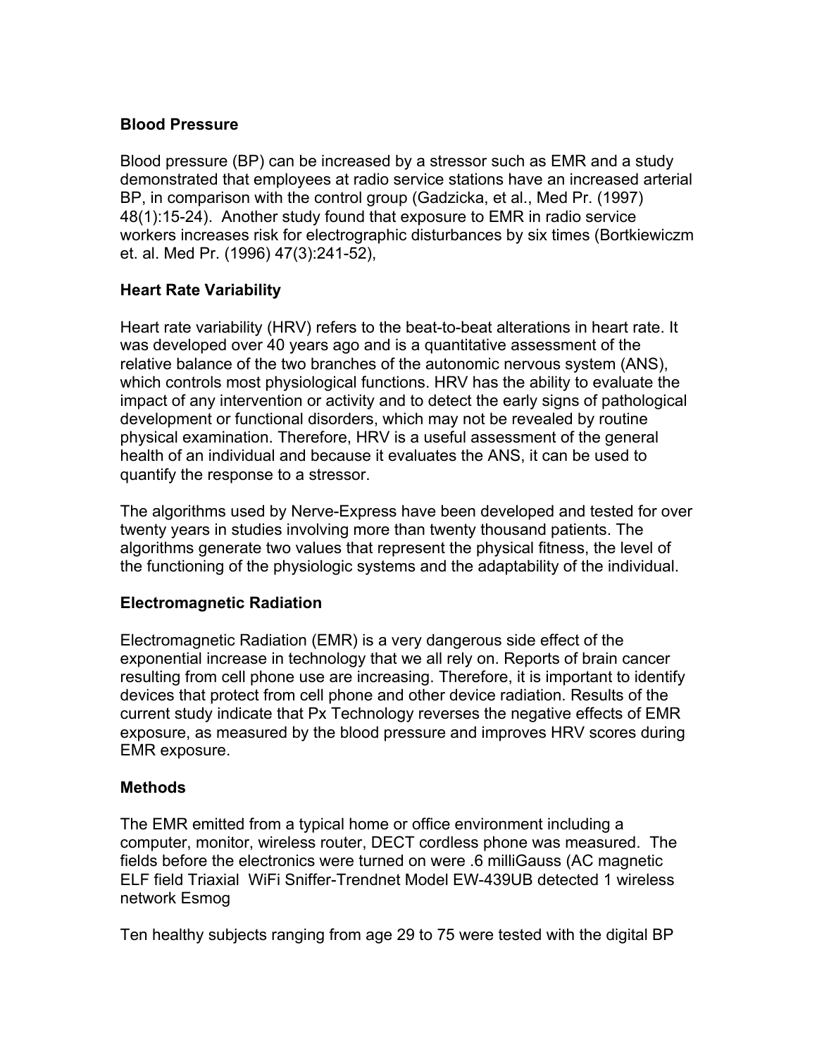**Blood Pressure**

Blood pressure (BP) can be increased by a stressor such as EMR and a study demonstrated that employees at radio service stations have an increased arterial BP, in comparison with the control group (Gadzicka, et al., Med Pr. (1997) 48(1):15-24). Another study found that exposure to EMR in radio service workers increases risk for electrographic disturbances by six times (Bortkiewiczm et. al. Med Pr. (1996) 47(3):241-52),

**Heart Rate Variability**

Heart rate variability (HRV) refers to the beat-to-beat alterations in heart rate. It was developed over 40 years ago and is a quantitative assessment of the relative balance of the two branches of the autonomic nervous system (ANS), which controls most physiological functions. HRV has the ability to evaluate the impact of any intervention or activity and to detect the early signs of pathological development or functional disorders, which may not be revealed by routine physical examination. Therefore, HRV is a useful assessment of the general health of an individual and because it evaluates the ANS, it can be used to quantify the response to a stressor.

The algorithms used by Nerve-Express have been developed and tested for over twenty years in studies involving more than twenty thousand patients. The algorithms generate two values that represent the physical fitness, the level of the functioning of the physiologic systems and the adaptability of the individual.

**Electromagnetic Radiation**

Electromagnetic Radiation (EMR) is a very dangerous side effect of the exponential increase in technology that we all rely on. Reports of brain cancer resulting from cell phone use are increasing. Therefore, it is important to identify devices that protect from cell phone and other device radiation. Results of the current study indicate that Px Technology reverses the negative effects of EMR exposure, as measured by the blood pressure and improves HRV scores during EMR exposure.

**Methods**

The EMR emitted from a typical home or office environment including a computer, monitor, wireless router, DECT cordless phone was measured. The fields before the electronics were turned on were .6 milliGauss (AC magnetic ELF field Triaxial WiFi Sniffer-Trendnet Model EW-439UB detected 1 wireless network Esmog

Ten healthy subjects ranging from age 29 to 75 were tested with the digital BP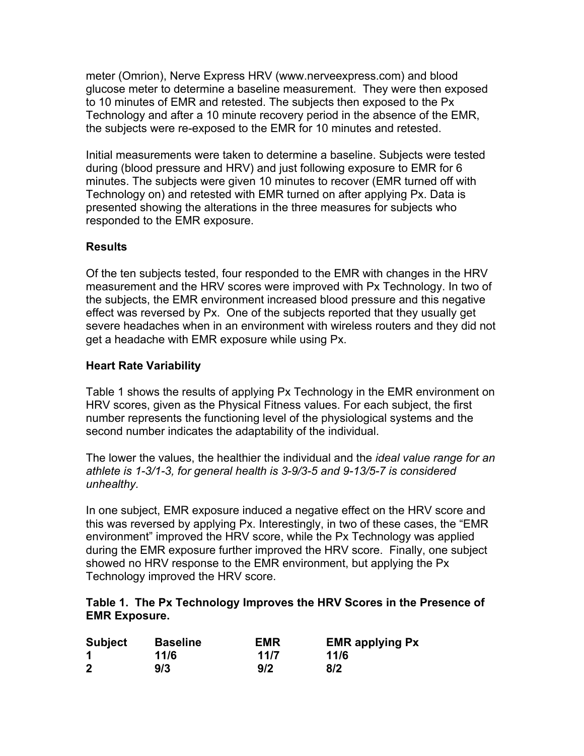meter (Omrion), Nerve Express HRV (www.nerveexpress.com) and blood glucose meter to determine a baseline measurement. They were then exposed to 10 minutes of EMR and retested. The subjects then exposed to the Px Technology and after a 10 minute recovery period in the absence of the EMR, the subjects were re-exposed to the EMR for 10 minutes and retested.

Initial measurements were taken to determine a baseline. Subjects were tested during (blood pressure and HRV) and just following exposure to EMR for 6 minutes. The subjects were given 10 minutes to recover (EMR turned off with Technology on) and retested with EMR turned on after applying Px. Data is presented showing the alterations in the three measures for subjects who responded to the EMR exposure.

### Results

Of the ten subjects tested, four responded to the EMR with changes in the HRV measurement and the HRV scores were improved with Px Technology. In two of the subjects, the EMR environment increased blood pressure and this negative effect was reversed by Px. One of the subjects reported that they usually get severe headaches when in an environment with wireless routers and they did not get a headache with EMR exposure while using Px.

### Heart Rate Variability

Table 1 shows the results of applying Px Technology in the EMR environment on HRV scores, given as the Physical Fitness values. For each subject, the first number represents the functioning level of the physiological systems and the second number indicates the adaptability of the individual.

The lower the values, the healthier the individual and the *ideal value range for an athlete is 1-3/1-3, for general health is 3-9/3-5 and 9-13/5-7 is considered unhealthy.*

In one subject, EMR exposure induced a negative effect on the HRV score and this was reversed by applying Px. Interestingly, in two of these cases, the "EMR environment" improved the HRV score, while the Px Technology was applied during the EMR exposure further improved the HRV score. Finally, one subject showed no HRV response to the EMR environment, but applying the Px Technology improved the HRV score.

**Table 1. The Px Technology Improves the HRV Scores in the Presence of EMR Exposure.**

| Subject | Baseline | EMR | EMR applying Px |
|---|---|---|---|
| 1 | 11/6 | 11/7 | 11/6 |
| 2 | 9/3 | 9/2 | 8/2 |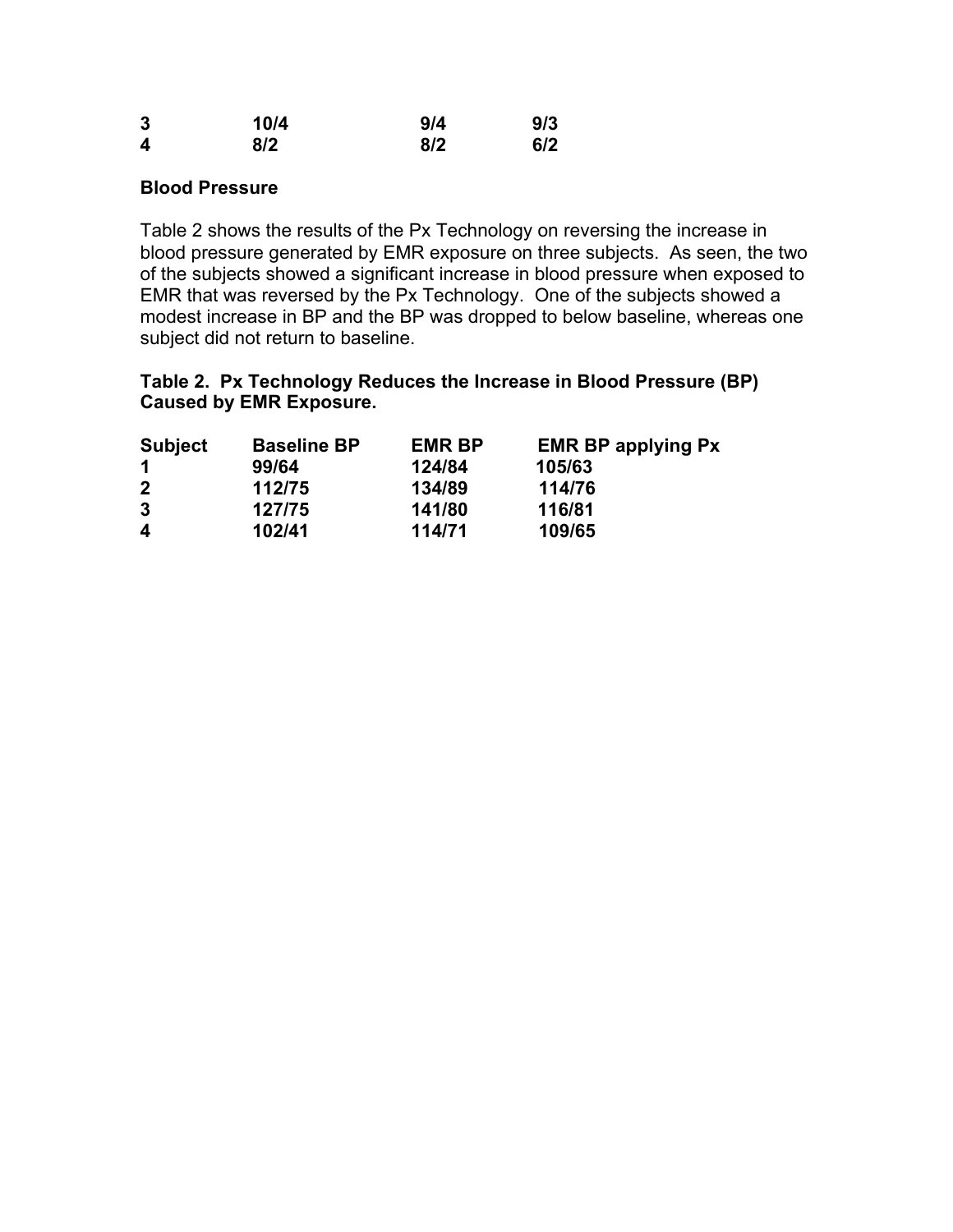| | | | |
|---|---|---|---|
| **3** | **10/4** | **9/4** | **9/3** |
| **4** | **8/2** | **8/2** | **6/2** |

**Blood Pressure**

Table 2 shows the results of the Px Technology on reversing the increase in blood pressure generated by EMR exposure on three subjects. As seen, the two of the subjects showed a significant increase in blood pressure when exposed to EMR that was reversed by the Px Technology. One of the subjects showed a modest increase in BP and the BP was dropped to below baseline, whereas one subject did not return to baseline.

**Table 2. Px Technology Reduces the Increase in Blood Pressure (BP) Caused by EMR Exposure.**

| Subject | Baseline BP | EMR BP | EMR BP applying Px |
|---|---|---|---|
| 1 | 99/64 | 124/84 | 105/63 |
| 2 | 112/75 | 134/89 | 114/76 |
| 3 | 127/75 | 141/80 | 116/81 |
| 4 | 102/41 | 114/71 | 109/65 |